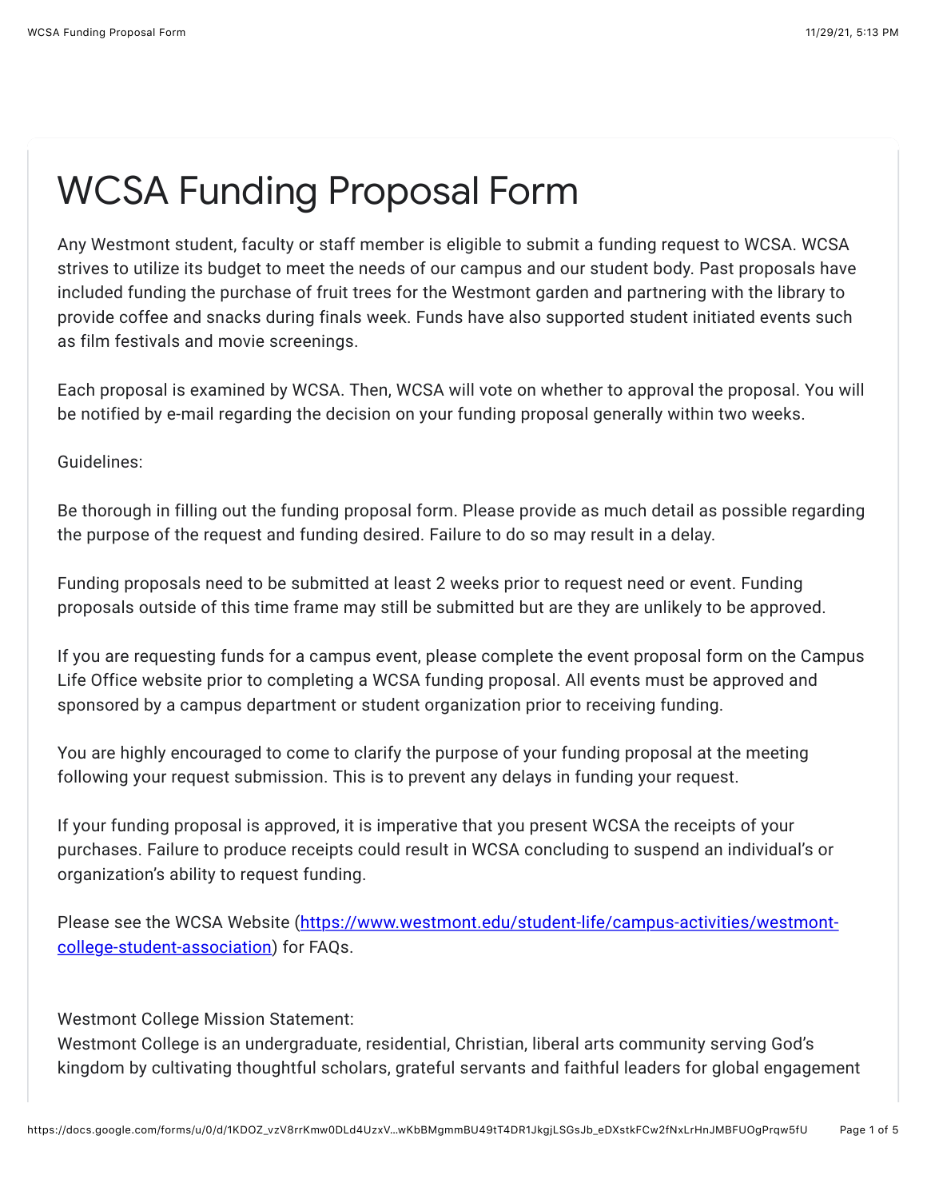# WCSA Funding Proposal Form

Any Westmont student, faculty or staff member is eligible to submit a funding request to WCSA. WCSA strives to utilize its budget to meet the needs of our campus and our student body. Past proposals have included funding the purchase of fruit trees for the Westmont garden and partnering with the library to provide coffee and snacks during finals week. Funds have also supported student initiated events such as film festivals and movie screenings.

Each proposal is examined by WCSA. Then, WCSA will vote on whether to approval the proposal. You will be notified by e-mail regarding the decision on your funding proposal generally within two weeks.

Guidelines:

Be thorough in filling out the funding proposal form. Please provide as much detail as possible regarding the purpose of the request and funding desired. Failure to do so may result in a delay.

Funding proposals need to be submitted at least 2 weeks prior to request need or event. Funding proposals outside of this time frame may still be submitted but are they are unlikely to be approved.

If you are requesting funds for a campus event, please complete the event proposal form on the Campus Life Office website prior to completing a WCSA funding proposal. All events must be approved and sponsored by a campus department or student organization prior to receiving funding.

You are highly encouraged to come to clarify the purpose of your funding proposal at the meeting following your request submission. This is to prevent any delays in funding your request.

If your funding proposal is approved, it is imperative that you present WCSA the receipts of your purchases. Failure to produce receipts could result in WCSA concluding to suspend an individual's or organization's ability to request funding.

Please see the WCSA Website ([https://www.westmont.edu/student-life/campus-activities/westmont-college-student-association](https://www.westmont.edu/student-life/campus-activities/westmont-college-student-association)) for FAQs.

Westmont College Mission Statement:
Westmont College is an undergraduate, residential, Christian, liberal arts community serving God's kingdom by cultivating thoughtful scholars, grateful servants and faithful leaders for global engagement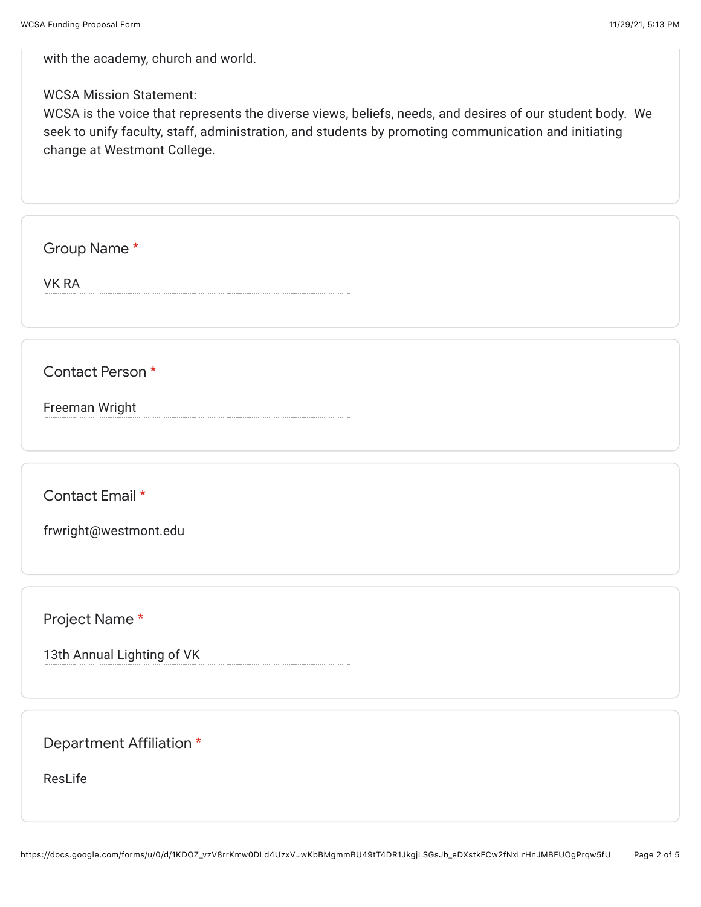with the academy, church and world.

WCSA Mission Statement:
WCSA is the voice that represents the diverse views, beliefs, needs, and desires of our student body. We seek to unify faculty, staff, administration, and students by promoting communication and initiating change at Westmont College.

Group Name *

VK RA

Contact Person *

Freeman Wright

Contact Email *

frwright@westmont.edu

Project Name *

13th Annual Lighting of VK

Department Affiliation *

ResLife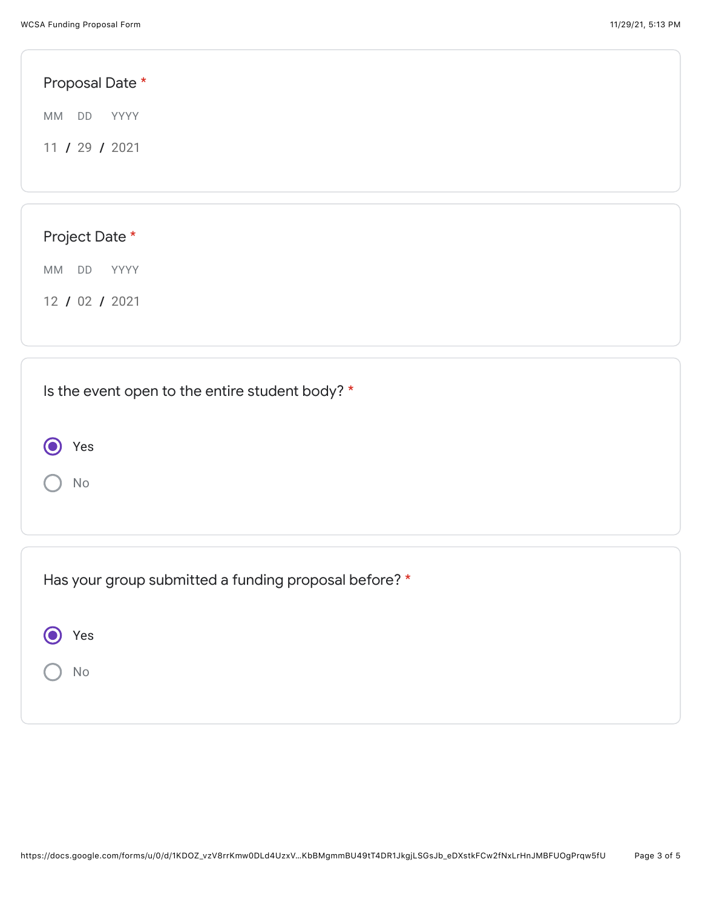Proposal Date *

MM DD YYYY

11 / 29 / 2021

Project Date *

MM DD YYYY

12 / 02 / 2021

Is the event open to the entire student body? *

- (●) Yes
- ( ) No

Has your group submitted a funding proposal before? *

- (●) Yes
- ( ) No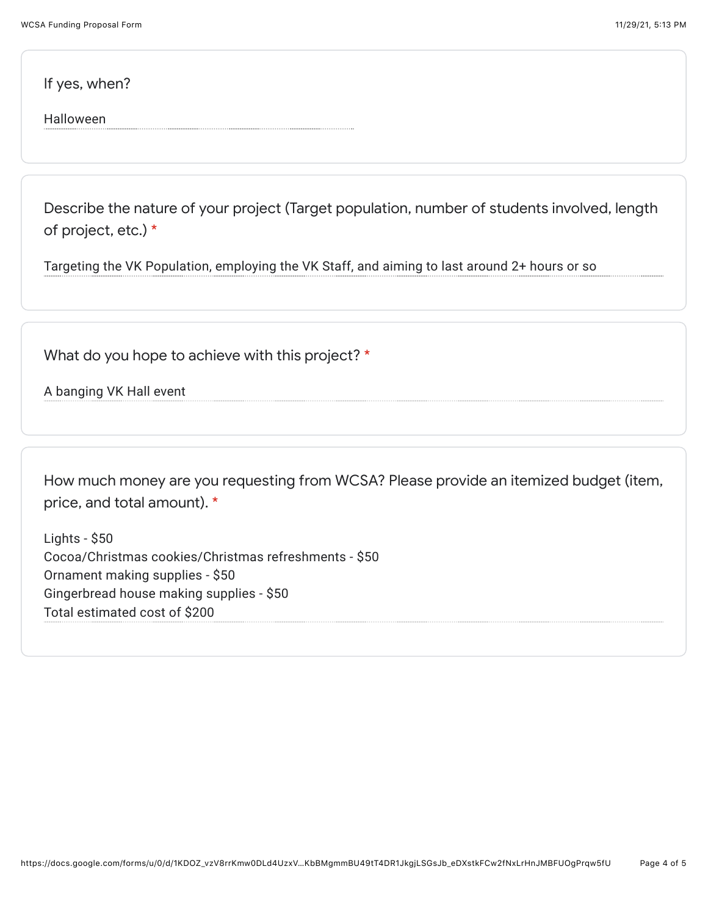If yes, when?

Halloween

Describe the nature of your project (Target population, number of students involved, length of project, etc.) *

Targeting the VK Population, employing the VK Staff, and aiming to last around 2+ hours or so

What do you hope to achieve with this project? *

A banging VK Hall event

How much money are you requesting from WCSA? Please provide an itemized budget (item, price, and total amount). *

Lights - $50
Cocoa/Christmas cookies/Christmas refreshments - $50
Ornament making supplies - $50
Gingerbread house making supplies - $50
Total estimated cost of $200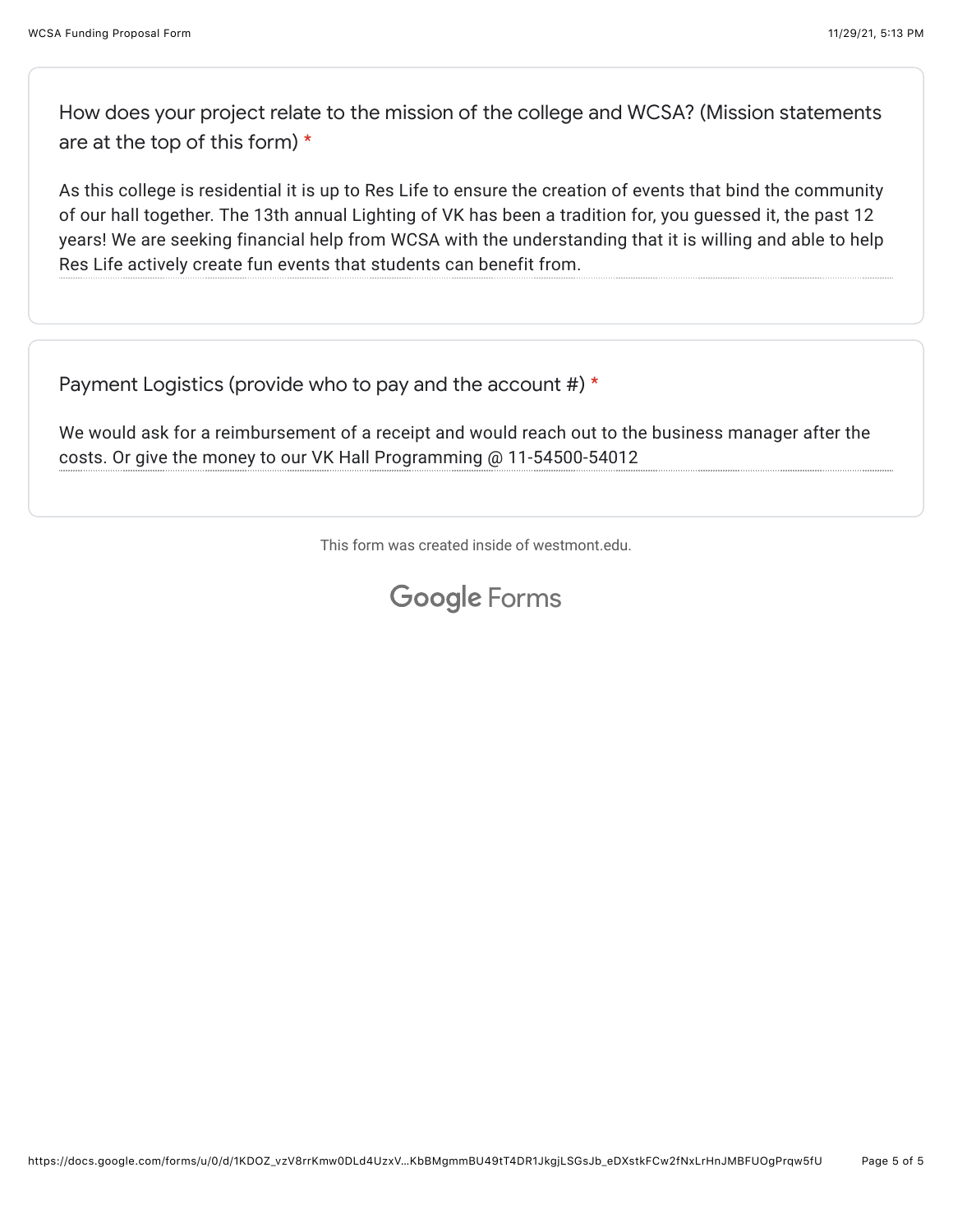How does your project relate to the mission of the college and WCSA? (Mission statements are at the top of this form) *

As this college is residential it is up to Res Life to ensure the creation of events that bind the community of our hall together. The 13th annual Lighting of VK has been a tradition for, you guessed it, the past 12 years! We are seeking financial help from WCSA with the understanding that it is willing and able to help Res Life actively create fun events that students can benefit from.

Payment Logistics (provide who to pay and the account #) *

We would ask for a reimbursement of a receipt and would reach out to the business manager after the costs. Or give the money to our VK Hall Programming @ 11-54500-54012

This form was created inside of westmont.edu.

Google Forms